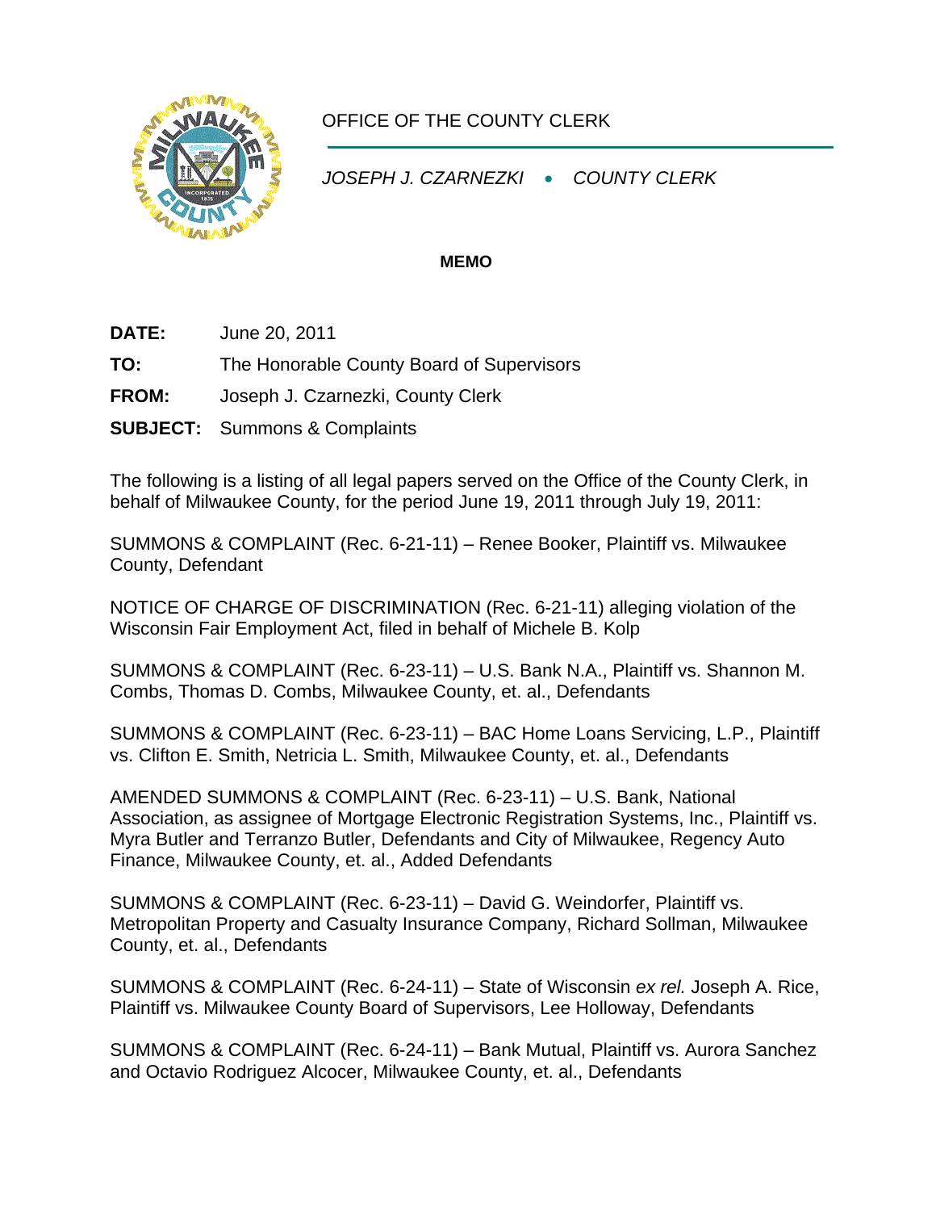OFFICE OF THE COUNTY CLERK

*JOSEPH J. CZARNEZKI • COUNTY CLERK*

**MEMO**

**DATE:** June 20, 2011

**TO:** The Honorable County Board of Supervisors

**FROM:** Joseph J. Czarnezki, County Clerk

**SUBJECT:** Summons & Complaints

The following is a listing of all legal papers served on the Office of the County Clerk, in behalf of Milwaukee County, for the period June 19, 2011 through July 19, 2011:

SUMMONS & COMPLAINT (Rec. 6-21-11) – Renee Booker, Plaintiff vs. Milwaukee County, Defendant

NOTICE OF CHARGE OF DISCRIMINATION (Rec. 6-21-11) alleging violation of the Wisconsin Fair Employment Act, filed in behalf of Michele B. Kolp

SUMMONS & COMPLAINT (Rec. 6-23-11) – U.S. Bank N.A., Plaintiff vs. Shannon M. Combs, Thomas D. Combs, Milwaukee County, et. al., Defendants

SUMMONS & COMPLAINT (Rec. 6-23-11) – BAC Home Loans Servicing, L.P., Plaintiff vs. Clifton E. Smith, Netricia L. Smith, Milwaukee County, et. al., Defendants

AMENDED SUMMONS & COMPLAINT (Rec. 6-23-11) – U.S. Bank, National Association, as assignee of Mortgage Electronic Registration Systems, Inc., Plaintiff vs. Myra Butler and Terranzo Butler, Defendants and City of Milwaukee, Regency Auto Finance, Milwaukee County, et. al., Added Defendants

SUMMONS & COMPLAINT (Rec. 6-23-11) – David G. Weindorfer, Plaintiff vs. Metropolitan Property and Casualty Insurance Company, Richard Sollman, Milwaukee County, et. al., Defendants

SUMMONS & COMPLAINT (Rec. 6-24-11) – State of Wisconsin *ex rel.* Joseph A. Rice, Plaintiff vs. Milwaukee County Board of Supervisors, Lee Holloway, Defendants

SUMMONS & COMPLAINT (Rec. 6-24-11) – Bank Mutual, Plaintiff vs. Aurora Sanchez and Octavio Rodriguez Alcocer, Milwaukee County, et. al., Defendants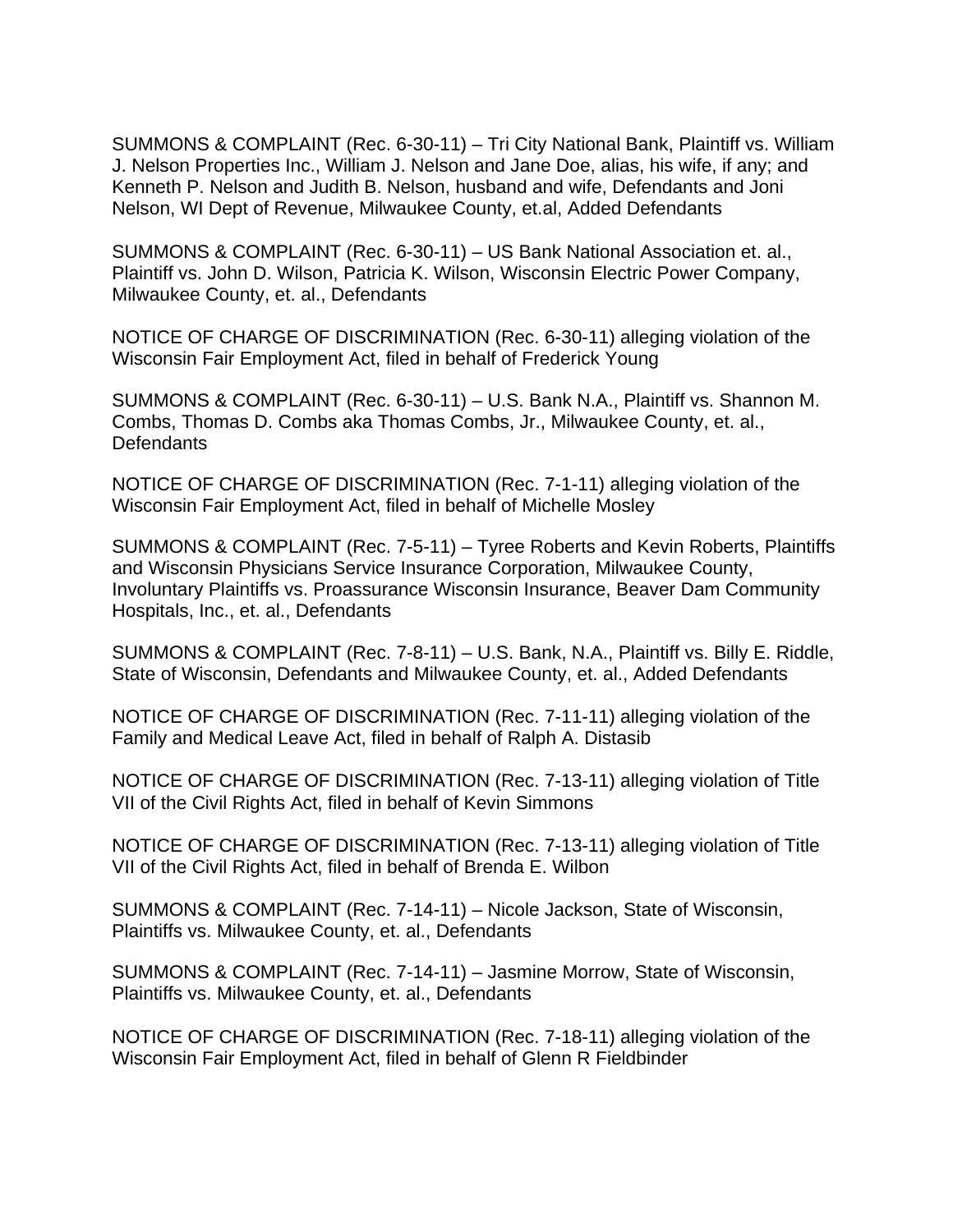SUMMONS & COMPLAINT (Rec. 6-30-11) – Tri City National Bank, Plaintiff vs. William J. Nelson Properties Inc., William J. Nelson and Jane Doe, alias, his wife, if any; and Kenneth P. Nelson and Judith B. Nelson, husband and wife, Defendants and Joni Nelson, WI Dept of Revenue, Milwaukee County, et.al, Added Defendants

SUMMONS & COMPLAINT (Rec. 6-30-11) – US Bank National Association et. al., Plaintiff vs. John D. Wilson, Patricia K. Wilson, Wisconsin Electric Power Company, Milwaukee County, et. al., Defendants

NOTICE OF CHARGE OF DISCRIMINATION (Rec. 6-30-11) alleging violation of the Wisconsin Fair Employment Act, filed in behalf of Frederick Young

SUMMONS & COMPLAINT (Rec. 6-30-11) – U.S. Bank N.A., Plaintiff vs. Shannon M. Combs, Thomas D. Combs aka Thomas Combs, Jr., Milwaukee County, et. al., Defendants

NOTICE OF CHARGE OF DISCRIMINATION (Rec. 7-1-11) alleging violation of the Wisconsin Fair Employment Act, filed in behalf of Michelle Mosley

SUMMONS & COMPLAINT (Rec. 7-5-11) – Tyree Roberts and Kevin Roberts, Plaintiffs and Wisconsin Physicians Service Insurance Corporation, Milwaukee County, Involuntary Plaintiffs vs. Proassurance Wisconsin Insurance, Beaver Dam Community Hospitals, Inc., et. al., Defendants

SUMMONS & COMPLAINT (Rec. 7-8-11) – U.S. Bank, N.A., Plaintiff vs. Billy E. Riddle, State of Wisconsin, Defendants and Milwaukee County, et. al., Added Defendants

NOTICE OF CHARGE OF DISCRIMINATION (Rec. 7-11-11) alleging violation of the Family and Medical Leave Act, filed in behalf of Ralph A. Distasib

NOTICE OF CHARGE OF DISCRIMINATION (Rec. 7-13-11) alleging violation of Title VII of the Civil Rights Act, filed in behalf of Kevin Simmons

NOTICE OF CHARGE OF DISCRIMINATION (Rec. 7-13-11) alleging violation of Title VII of the Civil Rights Act, filed in behalf of Brenda E. Wilbon

SUMMONS & COMPLAINT (Rec. 7-14-11) – Nicole Jackson, State of Wisconsin, Plaintiffs vs. Milwaukee County, et. al., Defendants

SUMMONS & COMPLAINT (Rec. 7-14-11) – Jasmine Morrow, State of Wisconsin, Plaintiffs vs. Milwaukee County, et. al., Defendants

NOTICE OF CHARGE OF DISCRIMINATION (Rec. 7-18-11) alleging violation of the Wisconsin Fair Employment Act, filed in behalf of Glenn R Fieldbinder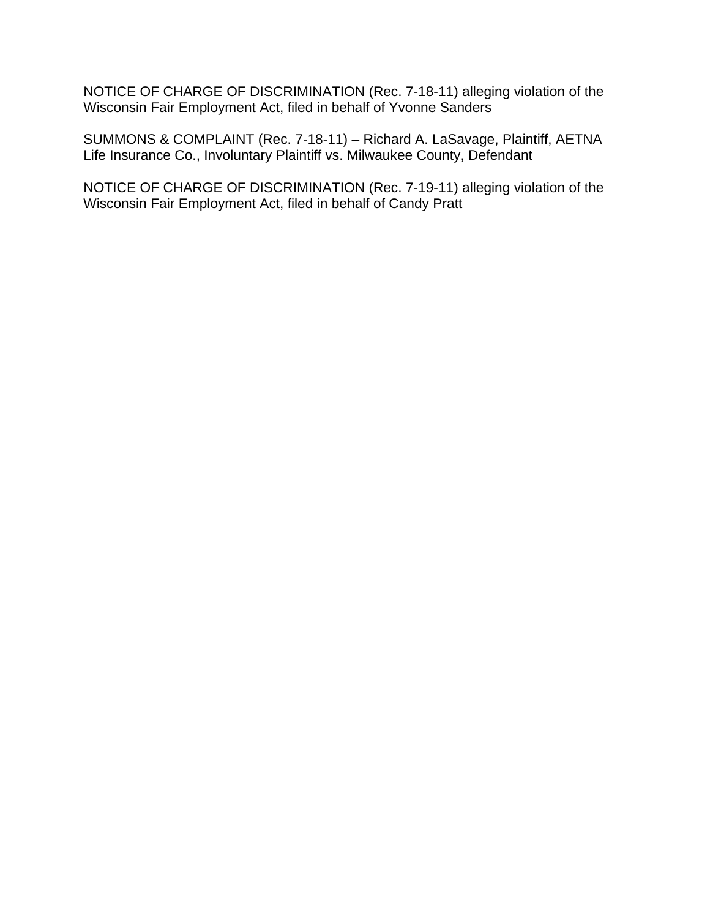NOTICE OF CHARGE OF DISCRIMINATION (Rec. 7-18-11) alleging violation of the Wisconsin Fair Employment Act, filed in behalf of Yvonne Sanders

SUMMONS & COMPLAINT (Rec. 7-18-11) – Richard A. LaSavage, Plaintiff, AETNA Life Insurance Co., Involuntary Plaintiff vs. Milwaukee County, Defendant

NOTICE OF CHARGE OF DISCRIMINATION (Rec. 7-19-11) alleging violation of the Wisconsin Fair Employment Act, filed in behalf of Candy Pratt